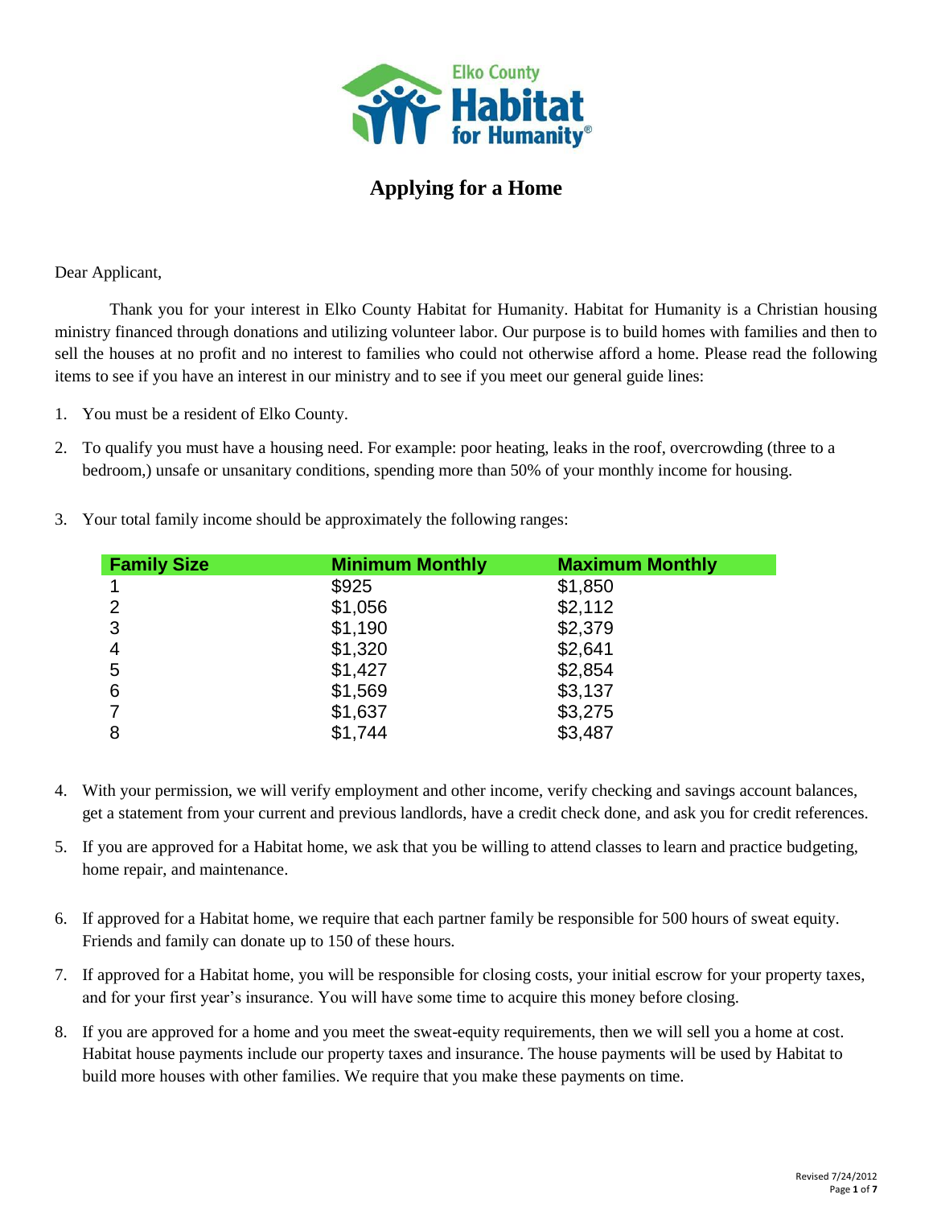Elko County Habitat for Humanity®

# Applying for a Home

Dear Applicant,

Thank you for your interest in Elko County Habitat for Humanity. Habitat for Humanity is a Christian housing ministry financed through donations and utilizing volunteer labor. Our purpose is to build homes with families and then to sell the houses at no profit and no interest to families who could not otherwise afford a home. Please read the following items to see if you have an interest in our ministry and to see if you meet our general guide lines:

1. You must be a resident of Elko County.
2. To qualify you must have a housing need. For example: poor heating, leaks in the roof, overcrowding (three to a bedroom,) unsafe or unsanitary conditions, spending more than 50% of your monthly income for housing.
3. Your total family income should be approximately the following ranges:

| Family Size | Minimum Monthly | Maximum Monthly |
|---|---|---|
| 1 | $925 | $1,850 |
| 2 | $1,056 | $2,112 |
| 3 | $1,190 | $2,379 |
| 4 | $1,320 | $2,641 |
| 5 | $1,427 | $2,854 |
| 6 | $1,569 | $3,137 |
| 7 | $1,637 | $3,275 |
| 8 | $1,744 | $3,487 |

4. With your permission, we will verify employment and other income, verify checking and savings account balances, get a statement from your current and previous landlords, have a credit check done, and ask you for credit references.
5. If you are approved for a Habitat home, we ask that you be willing to attend classes to learn and practice budgeting, home repair, and maintenance.
6. If approved for a Habitat home, we require that each partner family be responsible for 500 hours of sweat equity. Friends and family can donate up to 150 of these hours.
7. If approved for a Habitat home, you will be responsible for closing costs, your initial escrow for your property taxes, and for your first year's insurance. You will have some time to acquire this money before closing.
8. If you are approved for a home and you meet the sweat-equity requirements, then we will sell you a home at cost. Habitat house payments include our property taxes and insurance. The house payments will be used by Habitat to build more houses with other families. We require that you make these payments on time.

Revised 7/24/2012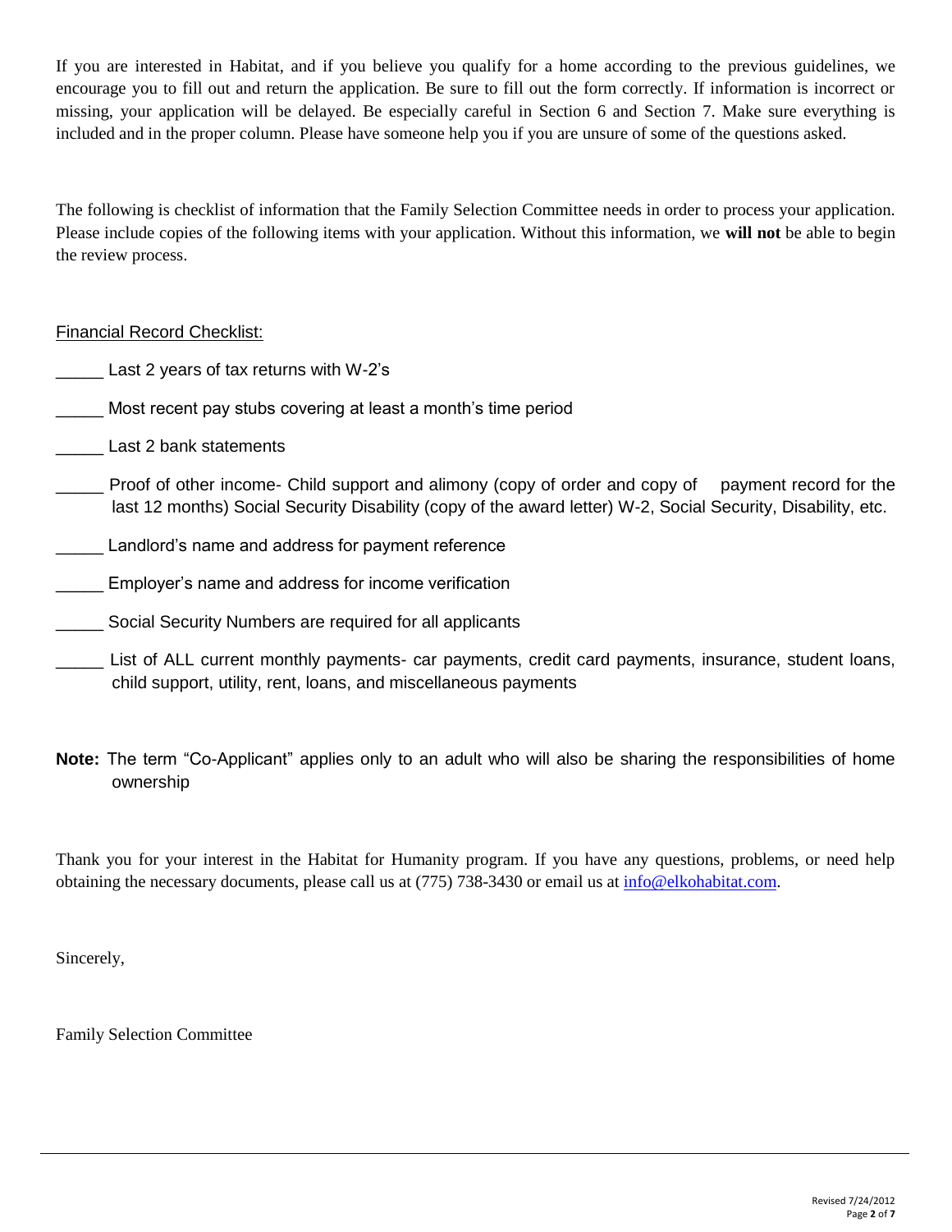If you are interested in Habitat, and if you believe you qualify for a home according to the previous guidelines, we encourage you to fill out and return the application. Be sure to fill out the form correctly. If information is incorrect or missing, your application will be delayed. Be especially careful in Section 6 and Section 7. Make sure everything is included and in the proper column. Please have someone help you if you are unsure of some of the questions asked.

The following is checklist of information that the Family Selection Committee needs in order to process your application. Please include copies of the following items with your application. Without this information, we **will not** be able to begin the review process.

Financial Record Checklist:

_____ Last 2 years of tax returns with W-2's

_____ Most recent pay stubs covering at least a month's time period

_____ Last 2 bank statements

_____ Proof of other income- Child support and alimony (copy of order and copy of payment record for the last 12 months) Social Security Disability (copy of the award letter) W-2, Social Security, Disability, etc.

_____ Landlord's name and address for payment reference

_____ Employer's name and address for income verification

_____ Social Security Numbers are required for all applicants

_____ List of ALL current monthly payments- car payments, credit card payments, insurance, student loans, child support, utility, rent, loans, and miscellaneous payments

**Note:** The term "Co-Applicant" applies only to an adult who will also be sharing the responsibilities of home ownership

Thank you for your interest in the Habitat for Humanity program. If you have any questions, problems, or need help obtaining the necessary documents, please call us at (775) 738-3430 or email us at info@elkohabitat.com.

Sincerely,

Family Selection Committee

Revised 7/24/2012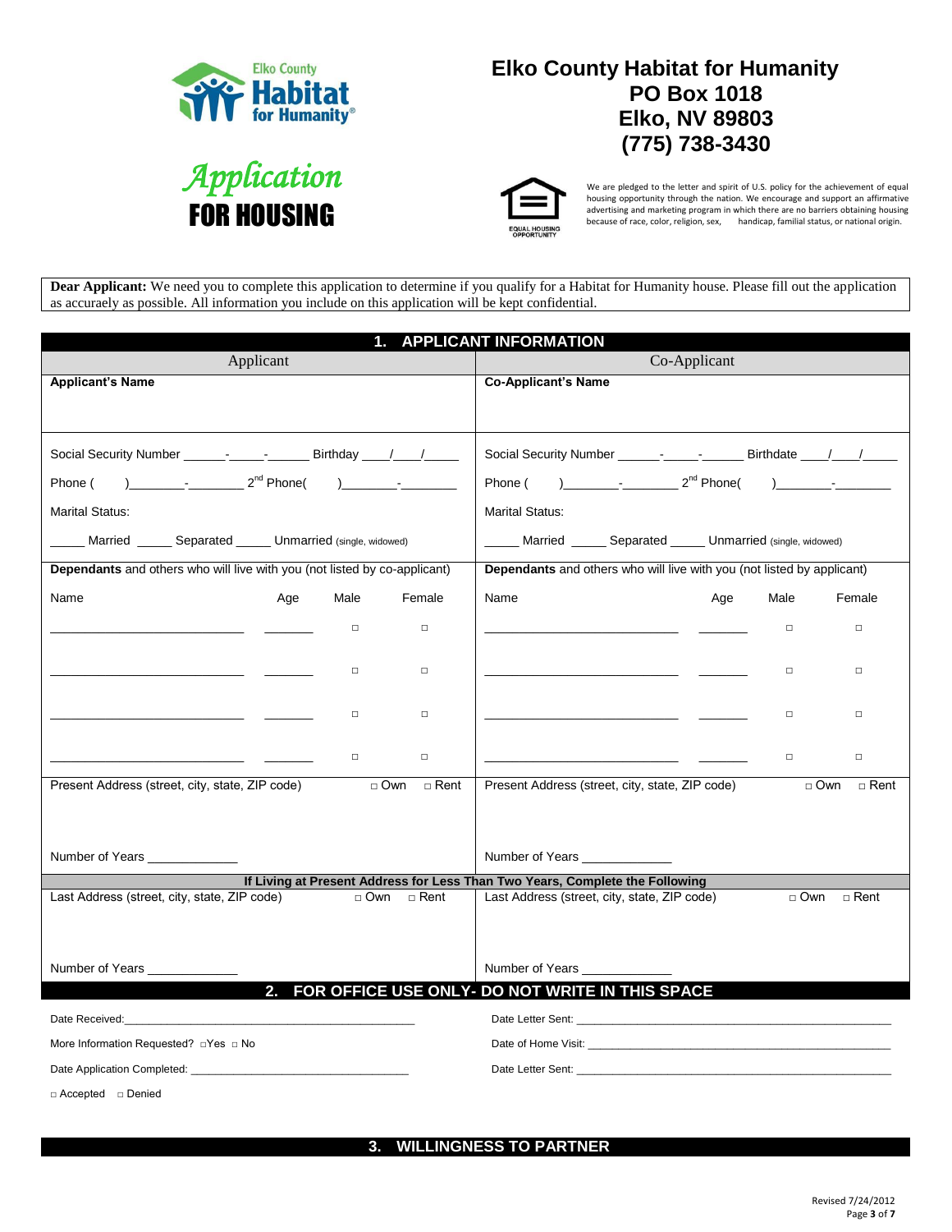# Elko County Habitat for Humanity
## PO Box 1018
## Elko, NV 89803
## (775) 738-3430

*Application*
**FOR HOUSING**

EQUAL HOUSING OPPORTUNITY

We are pledged to the letter and spirit of U.S. policy for the achievement of equal housing opportunity through the nation. We encourage and support an affirmative advertising and marketing program in which there are no barriers obtaining housing because of race, color, religion, sex, handicap, familial status, or national origin.

**Dear Applicant:** We need you to complete this application to determine if you qualify for a Habitat for Humanity house. Please fill out the application as accuraely as possible. All information you include on this application will be kept confidential.

## 1. APPLICANT INFORMATION

| Applicant | Co-Applicant |
|---|---|
| **Applicant's Name** | **Co-Applicant's Name** |
| Social Security Number ______-_____-______ Birthday ____/____/_____ | Social Security Number ______-_____-______ Birthdate ____/____/_____ |
| Phone (     )________-________ 2nd Phone(     )________-________ | Phone (     )________-________ 2nd Phone(     )________-________ |
| Marital Status: | Marital Status: |
| _____ Married _____ Separated _____ Unmarried (single, widowed) | _____ Married _____ Separated _____ Unmarried (single, widowed) |
| **Dependants** and others who will live with you (not listed by co-applicant) | **Dependants** and others who will live with you (not listed by applicant) |

| Name | Age | Male | Female | Name | Age | Male | Female |
|---|---|---|---|---|---|---|---|
| ____________________ | _______ | □ | □ | ____________________ | _______ | □ | □ |
| ____________________ | _______ | □ | □ | ____________________ | _______ | □ | □ |
| ____________________ | _______ | □ | □ | ____________________ | _______ | □ | □ |
| ____________________ | _______ | □ | □ | ____________________ | _______ | □ | □ |

| Applicant | Co-Applicant |
|---|---|
| Present Address (street, city, state, ZIP code) □ Own □ Rent | Present Address (street, city, state, ZIP code) □ Own □ Rent |
| Number of Years _____________ | Number of Years _____________ |
| **If Living at Present Address for Less Than Two Years, Complete the Following** | |
| Last Address (street, city, state, ZIP code) □ Own □ Rent | Last Address (street, city, state, ZIP code) □ Own □ Rent |
| Number of Years _____________ | Number of Years _____________ |

## 2. FOR OFFICE USE ONLY- DO NOT WRITE IN THIS SPACE

| | |
|---|---|
| Date Received:_______________________________ | Date Letter Sent: _______________________________ |
| More Information Requested? □Yes □ No | Date of Home Visit: _______________________________ |
| Date Application Completed: ______________________ | Date Letter Sent: _______________________________ |
| □ Accepted □ Denied | |

## 3. WILLINGNESS TO PARTNER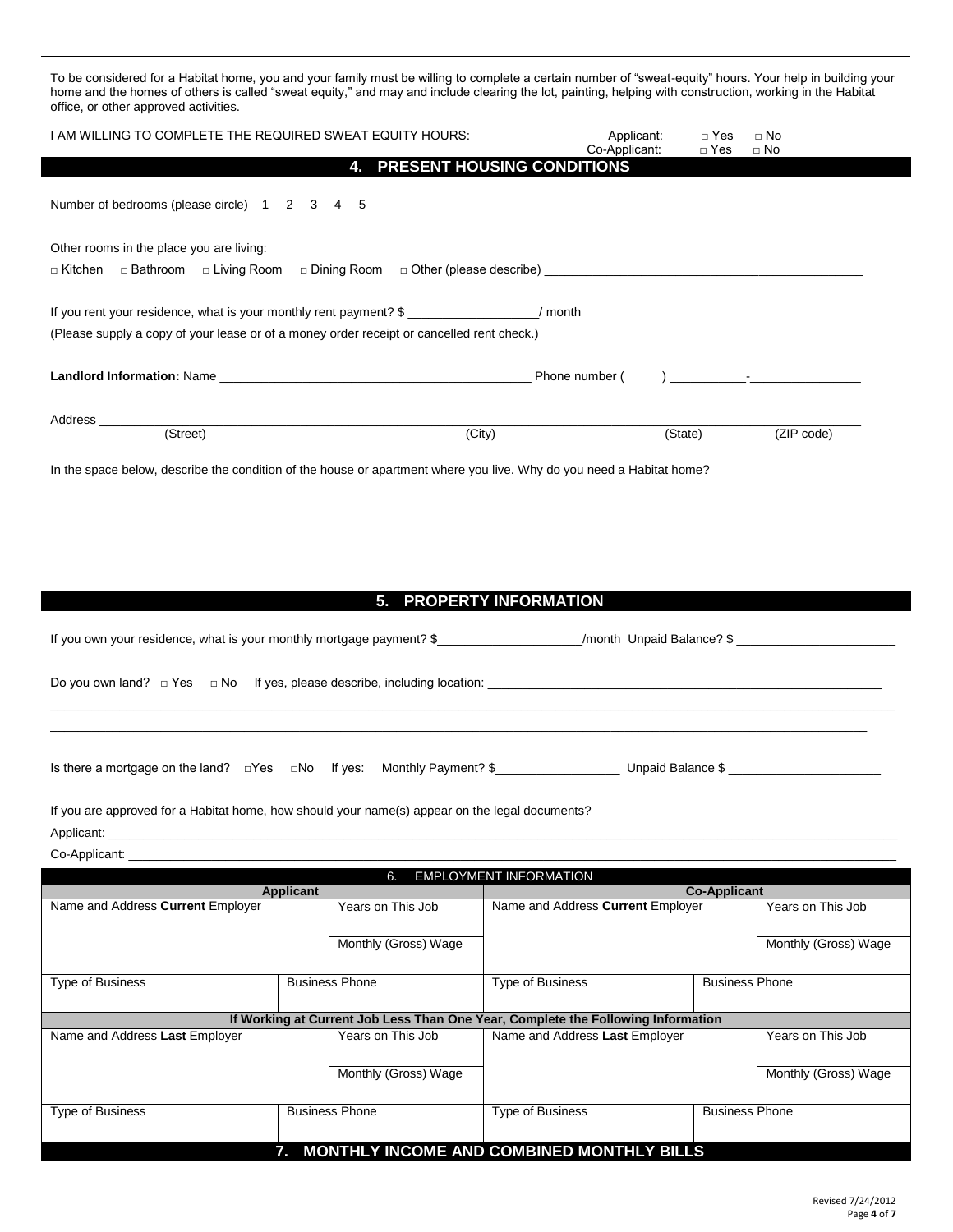To be considered for a Habitat home, you and your family must be willing to complete a certain number of "sweat-equity" hours. Your help in building your home and the homes of others is called "sweat equity," and may and include clearing the lot, painting, helping with construction, working in the Habitat office, or other approved activities.

I AM WILLING TO COMPLETE THE REQUIRED SWEAT EQUITY HOURS: Applicant: □ Yes □ No
Co-Applicant: □ Yes □ No

## 4. PRESENT HOUSING CONDITIONS

Number of bedrooms (please circle) 1 2 3 4 5

Other rooms in the place you are living:

□ Kitchen □ Bathroom □ Living Room □ Dining Room □ Other (please describe) ____________________________________________

If you rent your residence, what is your monthly rent payment? $ __________________/ month

(Please supply a copy of your lease or of a money order receipt or cancelled rent check.)

**Landlord Information:** Name ____________________________________________ Phone number ( ) __________-_______________

Address ______________________________________________________________________________________________
(Street) (City) (State) (ZIP code)

In the space below, describe the condition of the house or apartment where you live. Why do you need a Habitat home?

## 5. PROPERTY INFORMATION

If you own your residence, what is your monthly mortgage payment? $____________________/month Unpaid Balance? $ ______________________

Do you own land? □ Yes □ No If yes, please describe, including location: ________________________________________________________

______________________________________________________________________________________________________________________

______________________________________________________________________________________________________________________

Is there a mortgage on the land? □Yes □No If yes: Monthly Payment? $_________________ Unpaid Balance $ _____________________

If you are approved for a Habitat home, how should your name(s) appear on the legal documents?

Applicant: ____________________________________________________________________________________________________________

Co-Applicant: _________________________________________________________________________________________________________

## 6. EMPLOYMENT INFORMATION

| Applicant | | | Co-Applicant | | |
|---|---|---|---|---|---|
| Name and Address **Current** Employer | | Years on This Job | Name and Address **Current** Employer | | Years on This Job |
| | | Monthly (Gross) Wage | | | Monthly (Gross) Wage |
| Type of Business | Business Phone | | Type of Business | Business Phone | |
| **If Working at Current Job Less Than One Year, Complete the Following Information** | | | | | |
| Name and Address **Last** Employer | | Years on This Job | Name and Address **Last** Employer | | Years on This Job |
| | | Monthly (Gross) Wage | | | Monthly (Gross) Wage |
| Type of Business | Business Phone | | Type of Business | Business Phone | |

## 7. MONTHLY INCOME AND COMBINED MONTHLY BILLS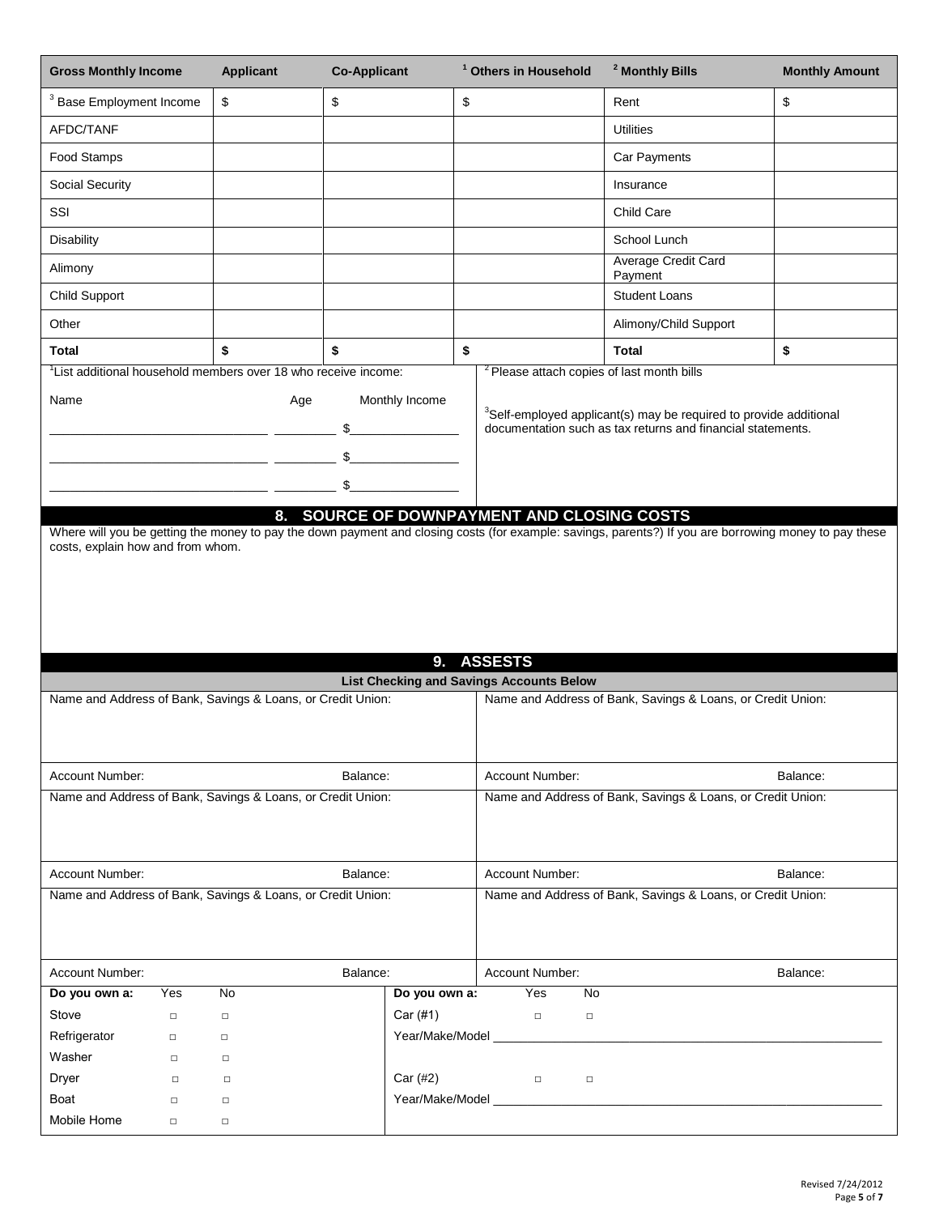| Gross Monthly Income | Applicant | Co-Applicant | [1] Others in Household | [2] Monthly Bills | Monthly Amount |
|---|---|---|---|---|---|
| [3] Base Employment Income | $ | $ | $ | Rent | $ |
| AFDC/TANF | | | | Utilities | |
| Food Stamps | | | | Car Payments | |
| Social Security | | | | Insurance | |
| SSI | | | | Child Care | |
| Disability | | | | School Lunch | |
| Alimony | | | | Average Credit Card Payment | |
| Child Support | | | | Student Loans | |
| Other | | | | Alimony/Child Support | |
| **Total** | **$** | **$** | **$** | **Total** | **$** |

[1]List additional household members over 18 who receive income:

| Name | Age | Monthly Income |
|---|---|---|
| ______________________________ | _________ | $_______________ |
| ______________________________ | _________ | $_______________ |
| ______________________________ | _________ | $_______________ |

[2] Please attach copies of last month bills

[3]Self-employed applicant(s) may be required to provide additional documentation such as tax returns and financial statements.

## 8. SOURCE OF DOWNPAYMENT AND CLOSING COSTS

Where will you be getting the money to pay the down payment and closing costs (for example: savings, parents?) If you are borrowing money to pay these costs, explain how and from whom.

## 9. ASSESTS

**List Checking and Savings Accounts Below**

| Name and Address of Bank, Savings & Loans, or Credit Union: | | Name and Address of Bank, Savings & Loans, or Credit Union: | |
|---|---|---|---|
| Account Number: | Balance: | Account Number: | Balance: |
| Name and Address of Bank, Savings & Loans, or Credit Union: | | Name and Address of Bank, Savings & Loans, or Credit Union: | |
| Account Number: | Balance: | Account Number: | Balance: |
| Name and Address of Bank, Savings & Loans, or Credit Union: | | Name and Address of Bank, Savings & Loans, or Credit Union: | |
| Account Number: | Balance: | Account Number: | Balance: |

| Do you own a: | Yes | No |
|---|---|---|
| Stove | □ | □ |
| Refrigerator | □ | □ |
| Washer | □ | □ |
| Dryer | □ | □ |
| Boat | □ | □ |
| Mobile Home | □ | □ |

| Do you own a: | Yes | No |
|---|---|---|
| Car (#1) | □ | □ |
| Year/Make/Model ____________________ | | |
| Car (#2) | □ | □ |
| Year/Make/Model ____________________ | | |

Revised 7/24/2012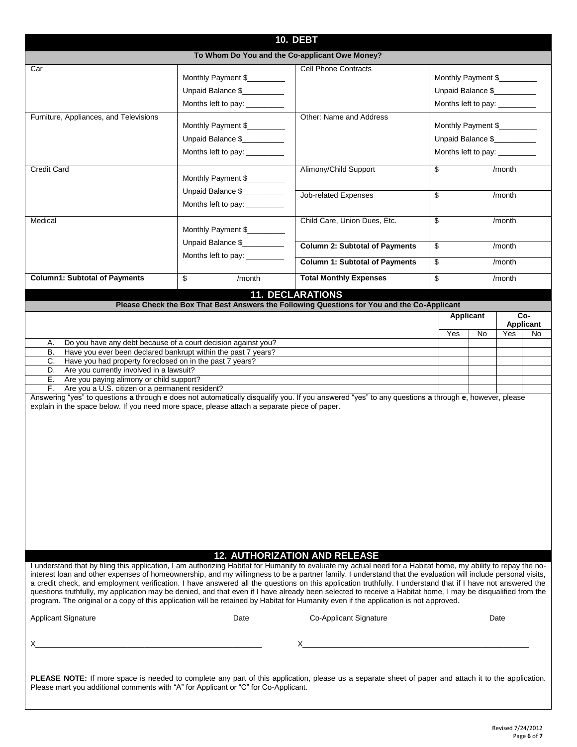## 10. DEBT

**To Whom Do You and the Co-applicant Owe Money?**

| | | | |
|---|---|---|---|
| Car | Monthly Payment $_________<br>Unpaid Balance $__________<br>Months left to pay: _________ | Cell Phone Contracts | Monthly Payment $_________<br>Unpaid Balance $__________<br>Months left to pay: _________ |
| Furniture, Appliances, and Televisions | Monthly Payment $_________<br>Unpaid Balance $__________<br>Months left to pay: _________ | Other: Name and Address | Monthly Payment $_________<br>Unpaid Balance $__________<br>Months left to pay: _________ |
| Credit Card | Monthly Payment $_________<br>Unpaid Balance $__________<br>Months left to pay: _________ | Alimony/Child Support | $ /month |
| | | Job-related Expenses | $ /month |
| Medical | Monthly Payment $_________<br>Unpaid Balance $__________<br>Months left to pay: _________ | Child Care, Union Dues, Etc. | $ /month |
| | | **Column 2: Subtotal of Payments** | $ /month |
| | | **Column 1: Subtotal of Payments** | $ /month |
| **Column1: Subtotal of Payments** | $ /month | **Total Monthly Expenses** | $ /month |

## 11. DECLARATIONS

**Please Check the Box That Best Answers the Following Questions for You and the Co-Applicant**

| | Applicant | | Co-Applicant | |
|---|---|---|---|---|
| | Yes | No | Yes | No |
| A. Do you have any debt because of a court decision against you? | | | | |
| B. Have you ever been declared bankrupt within the past 7 years? | | | | |
| C. Have you had property foreclosed on in the past 7 years? | | | | |
| D. Are you currently involved in a lawsuit? | | | | |
| E. Are you paying alimony or child support? | | | | |
| F. Are you a U.S. citizen or a permanent resident? | | | | |

Answering "yes" to questions **a** through **e** does not automatically disqualify you. If you answered "yes" to any questions **a** through **e**, however, please explain in the space below. If you need more space, please attach a separate piece of paper.

## 12. AUTHORIZATION AND RELEASE

I understand that by filing this application, I am authorizing Habitat for Humanity to evaluate my actual need for a Habitat home, my ability to repay the no-interest loan and other expenses of homeownership, and my willingness to be a partner family. I understand that the evaluation will include personal visits, a credit check, and employment verification. I have answered all the questions on this application truthfully. I understand that if I have not answered the questions truthfully, my application may be denied, and that even if I have already been selected to receive a Habitat home, I may be disqualified from the program. The original or a copy of this application will be retained by Habitat for Humanity even if the application is not approved.

Applicant Signature Date

X______________________________________________________

Co-Applicant Signature Date

X______________________________________________________

**PLEASE NOTE:** If more space is needed to complete any part of this application, please us a separate sheet of paper and attach it to the application. Please mart you additional comments with "A" for Applicant or "C" for Co-Applicant.

Revised 7/24/2012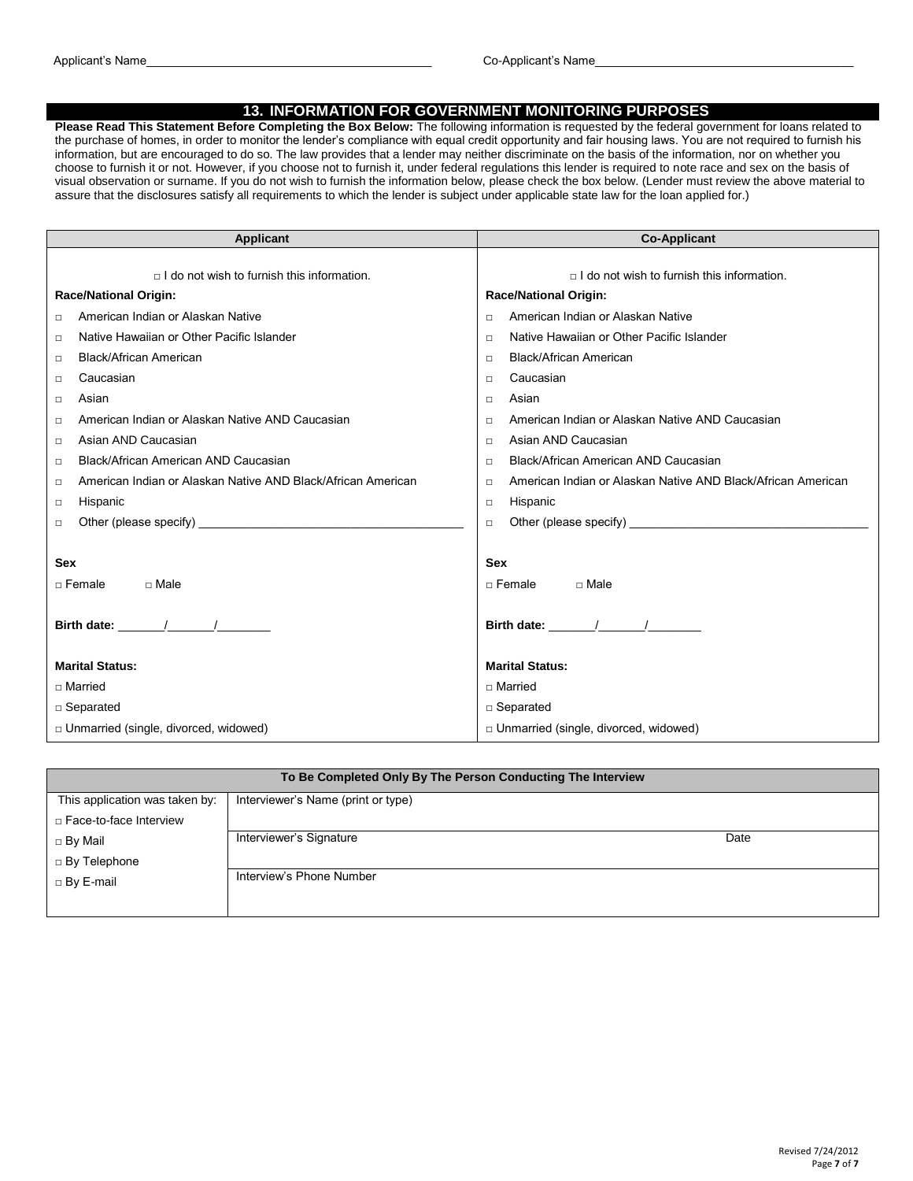Applicant's Name________________________________________ Co-Applicant's Name________________________________________

## 13. INFORMATION FOR GOVERNMENT MONITORING PURPOSES

**Please Read This Statement Before Completing the Box Below:** The following information is requested by the federal government for loans related to the purchase of homes, in order to monitor the lender's compliance with equal credit opportunity and fair housing laws. You are not required to furnish his information, but are encouraged to do so. The law provides that a lender may neither discriminate on the basis of the information, nor on whether you choose to furnish it or not. However, if you choose not to furnish it, under federal regulations this lender is required to note race and sex on the basis of visual observation or surname. If you do not wish to furnish the information below, please check the box below. (Lender must review the above material to assure that the disclosures satisfy all requirements to which the lender is subject under applicable state law for the loan applied for.)

| Applicant | Co-Applicant |
|---|---|
| □ I do not wish to furnish this information. | □ I do not wish to furnish this information. |
| **Race/National Origin:** | **Race/National Origin:** |
| □ American Indian or Alaskan Native | □ American Indian or Alaskan Native |
| □ Native Hawaiian or Other Pacific Islander | □ Native Hawaiian or Other Pacific Islander |
| □ Black/African American | □ Black/African American |
| □ Caucasian | □ Caucasian |
| □ Asian | □ Asian |
| □ American Indian or Alaskan Native AND Caucasian | □ American Indian or Alaskan Native AND Caucasian |
| □ Asian AND Caucasian | □ Asian AND Caucasian |
| □ Black/African American AND Caucasian | □ Black/African American AND Caucasian |
| □ American Indian or Alaskan Native AND Black/African American | □ American Indian or Alaskan Native AND Black/African American |
| □ Hispanic | □ Hispanic |
| □ Other (please specify) ________________________ | □ Other (please specify) ________________________ |
| **Sex** | **Sex** |
| □ Female □ Male | □ Female □ Male |
| **Birth date:** _______/_______/________ | **Birth date:** _______/_______/________ |
| **Marital Status:** | **Marital Status:** |
| □ Married | □ Married |
| □ Separated | □ Separated |
| □ Unmarried (single, divorced, widowed) | □ Unmarried (single, divorced, widowed) |

| To Be Completed Only By The Person Conducting The Interview | |
|---|---|
| This application was taken by: | Interviewer's Name (print or type) |
| □ Face-to-face Interview | |
| □ By Mail | Interviewer's Signature Date |
| □ By Telephone | |
| □ By E-mail | Interview's Phone Number |

Revised 7/24/2012